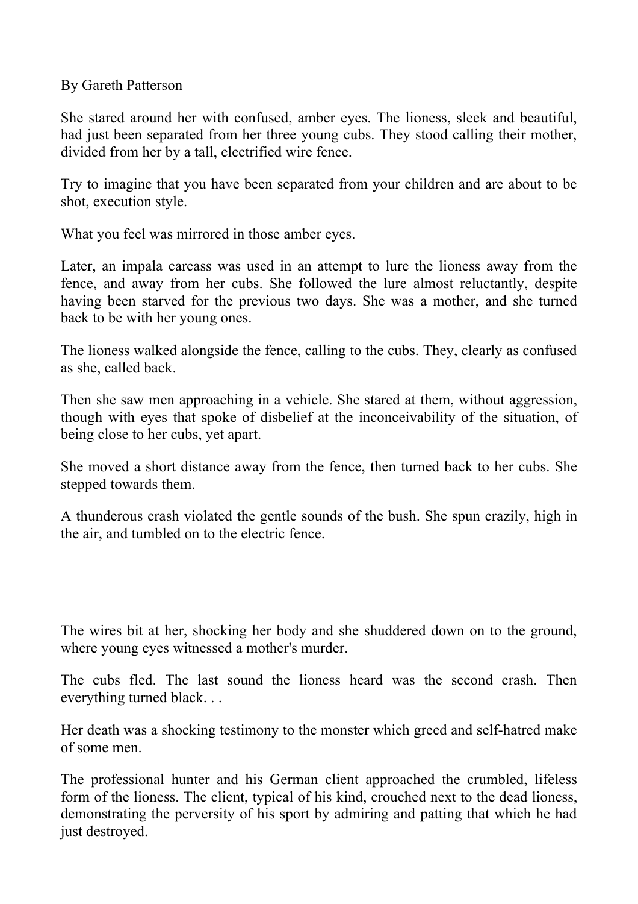By Gareth Patterson

She stared around her with confused, amber eyes. The lioness, sleek and beautiful, had just been separated from her three young cubs. They stood calling their mother, divided from her by a tall, electrified wire fence.

Try to imagine that you have been separated from your children and are about to be shot, execution style.

What you feel was mirrored in those amber eyes.

Later, an impala carcass was used in an attempt to lure the lioness away from the fence, and away from her cubs. She followed the lure almost reluctantly, despite having been starved for the previous two days. She was a mother, and she turned back to be with her young ones.

The lioness walked alongside the fence, calling to the cubs. They, clearly as confused as she, called back.

Then she saw men approaching in a vehicle. She stared at them, without aggression, though with eyes that spoke of disbelief at the inconceivability of the situation, of being close to her cubs, yet apart.

She moved a short distance away from the fence, then turned back to her cubs. She stepped towards them.

A thunderous crash violated the gentle sounds of the bush. She spun crazily, high in the air, and tumbled on to the electric fence.

The wires bit at her, shocking her body and she shuddered down on to the ground, where young eyes witnessed a mother's murder.

The cubs fled. The last sound the lioness heard was the second crash. Then everything turned black. . .

Her death was a shocking testimony to the monster which greed and self-hatred make of some men.

The professional hunter and his German client approached the crumbled, lifeless form of the lioness. The client, typical of his kind, crouched next to the dead lioness, demonstrating the perversity of his sport by admiring and patting that which he had just destroyed.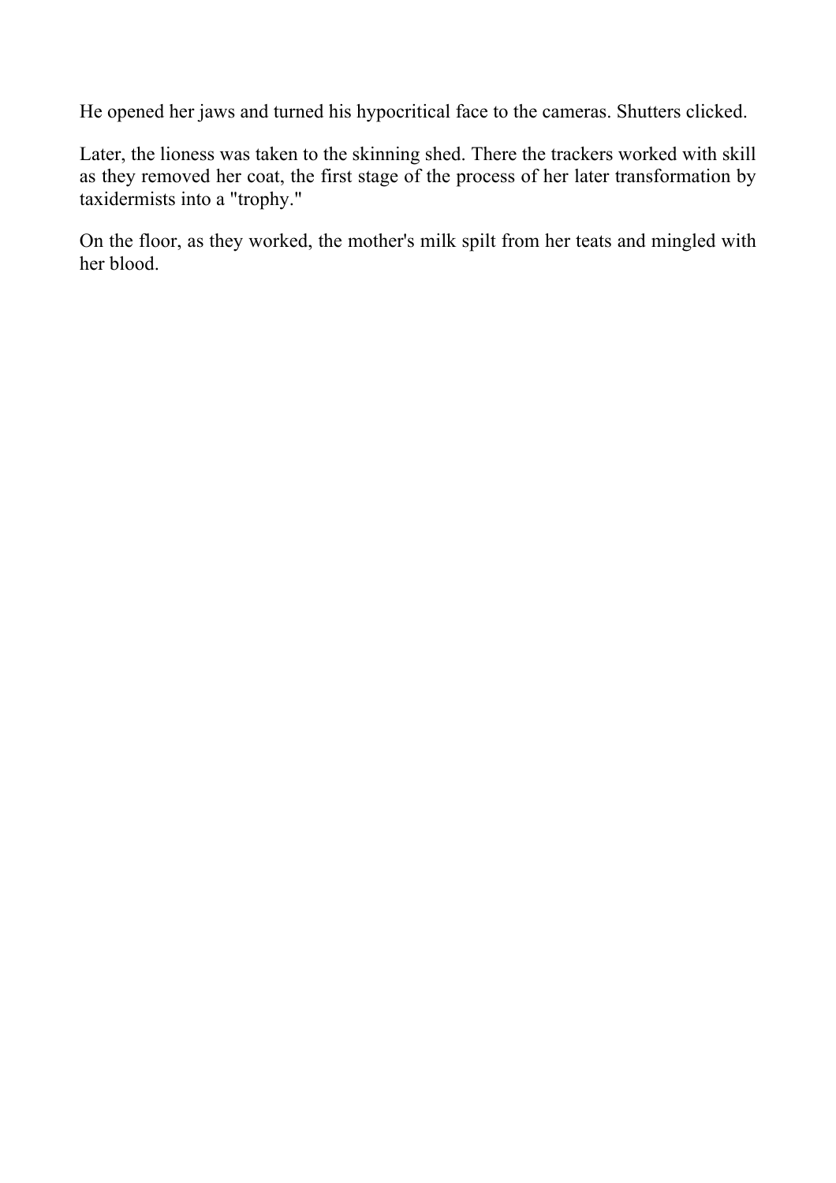He opened her jaws and turned his hypocritical face to the cameras. Shutters clicked.

Later, the lioness was taken to the skinning shed. There the trackers worked with skill as they removed her coat, the first stage of the process of her later transformation by taxidermists into a "trophy."

On the floor, as they worked, the mother's milk spilt from her teats and mingled with her blood.